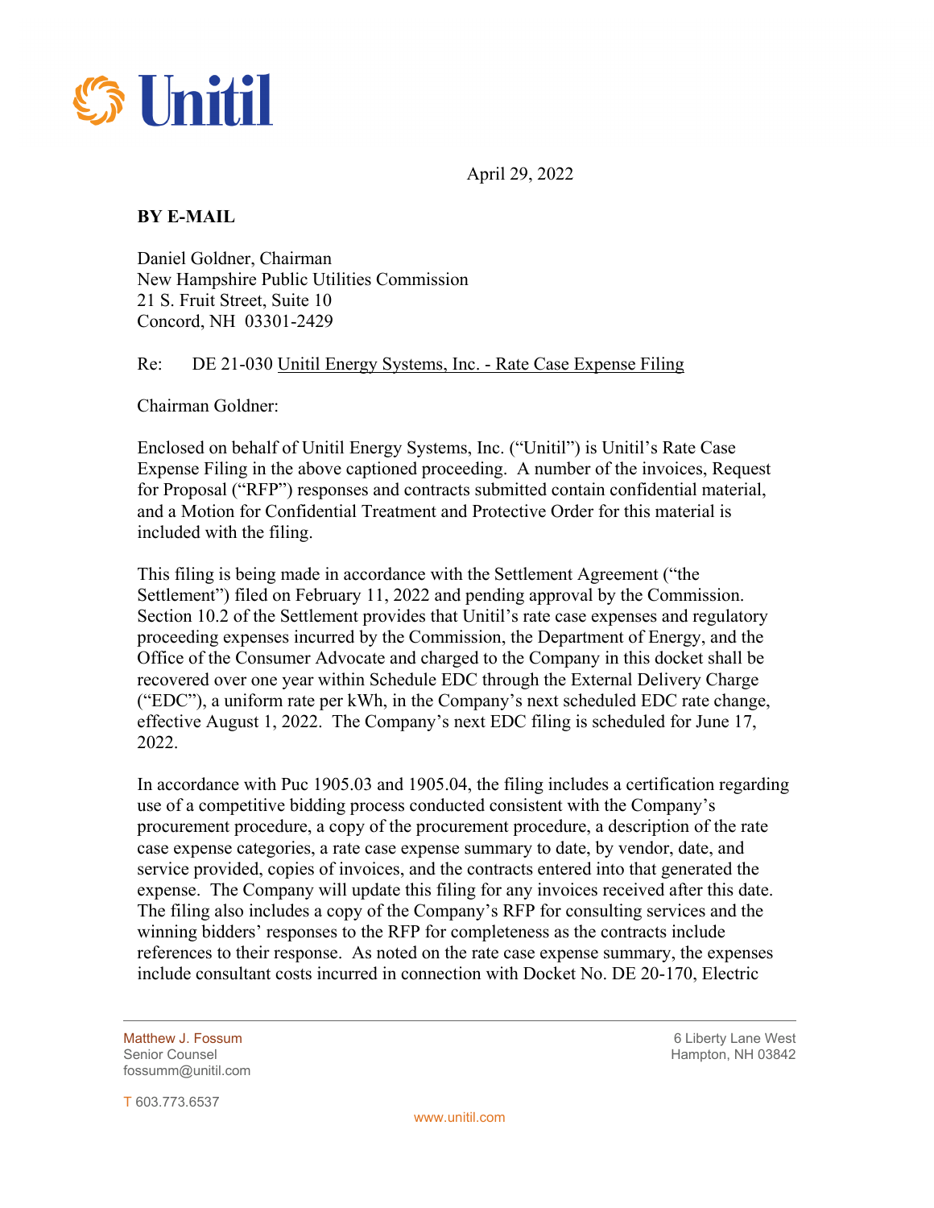Unitil

April 29, 2022

**BY E-MAIL**

Daniel Goldner, Chairman
New Hampshire Public Utilities Commission
21 S. Fruit Street, Suite 10
Concord, NH 03301-2429

Re: DE 21-030 Unitil Energy Systems, Inc. - Rate Case Expense Filing

Chairman Goldner:

Enclosed on behalf of Unitil Energy Systems, Inc. ("Unitil") is Unitil's Rate Case Expense Filing in the above captioned proceeding. A number of the invoices, Request for Proposal ("RFP") responses and contracts submitted contain confidential material, and a Motion for Confidential Treatment and Protective Order for this material is included with the filing.

This filing is being made in accordance with the Settlement Agreement ("the Settlement") filed on February 11, 2022 and pending approval by the Commission. Section 10.2 of the Settlement provides that Unitil's rate case expenses and regulatory proceeding expenses incurred by the Commission, the Department of Energy, and the Office of the Consumer Advocate and charged to the Company in this docket shall be recovered over one year within Schedule EDC through the External Delivery Charge ("EDC"), a uniform rate per kWh, in the Company's next scheduled EDC rate change, effective August 1, 2022. The Company's next EDC filing is scheduled for June 17, 2022.

In accordance with Puc 1905.03 and 1905.04, the filing includes a certification regarding use of a competitive bidding process conducted consistent with the Company's procurement procedure, a copy of the procurement procedure, a description of the rate case expense categories, a rate case expense summary to date, by vendor, date, and service provided, copies of invoices, and the contracts entered into that generated the expense. The Company will update this filing for any invoices received after this date. The filing also includes a copy of the Company's RFP for consulting services and the winning bidders' responses to the RFP for completeness as the contracts include references to their response. As noted on the rate case expense summary, the expenses include consultant costs incurred in connection with Docket No. DE 20-170, Electric

Matthew J. Fossum
Senior Counsel
fossumm@unitil.com

T 603.773.6537

6 Liberty Lane West
Hampton, NH 03842

www.unitil.com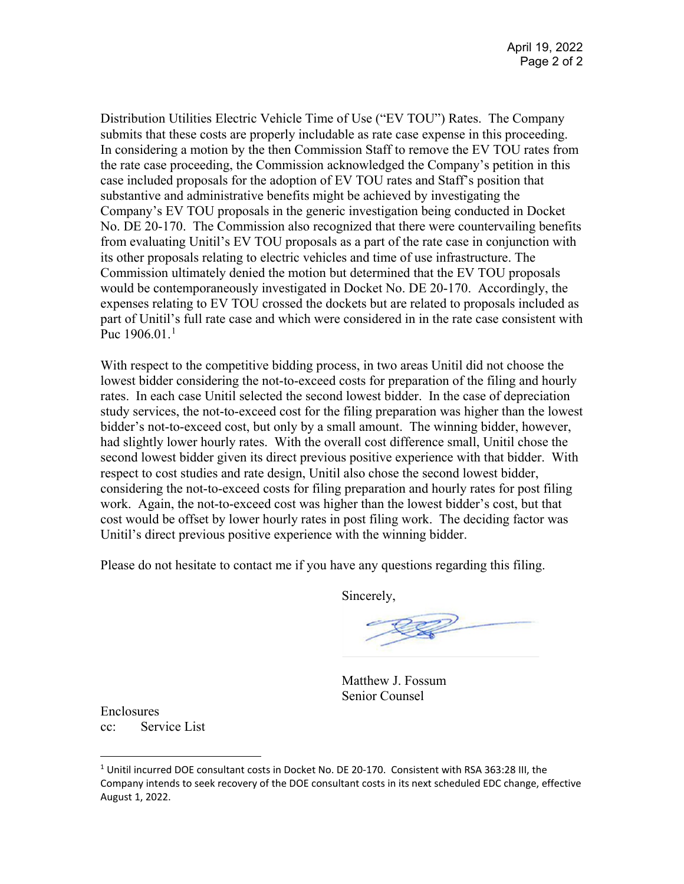Distribution Utilities Electric Vehicle Time of Use ("EV TOU") Rates. The Company submits that these costs are properly includable as rate case expense in this proceeding. In considering a motion by the then Commission Staff to remove the EV TOU rates from the rate case proceeding, the Commission acknowledged the Company's petition in this case included proposals for the adoption of EV TOU rates and Staff's position that substantive and administrative benefits might be achieved by investigating the Company's EV TOU proposals in the generic investigation being conducted in Docket No. DE 20-170. The Commission also recognized that there were countervailing benefits from evaluating Unitil's EV TOU proposals as a part of the rate case in conjunction with its other proposals relating to electric vehicles and time of use infrastructure. The Commission ultimately denied the motion but determined that the EV TOU proposals would be contemporaneously investigated in Docket No. DE 20-170. Accordingly, the expenses relating to EV TOU crossed the dockets but are related to proposals included as part of Unitil's full rate case and which were considered in in the rate case consistent with Puc 1906.01.[1]

With respect to the competitive bidding process, in two areas Unitil did not choose the lowest bidder considering the not-to-exceed costs for preparation of the filing and hourly rates. In each case Unitil selected the second lowest bidder. In the case of depreciation study services, the not-to-exceed cost for the filing preparation was higher than the lowest bidder's not-to-exceed cost, but only by a small amount. The winning bidder, however, had slightly lower hourly rates. With the overall cost difference small, Unitil chose the second lowest bidder given its direct previous positive experience with that bidder. With respect to cost studies and rate design, Unitil also chose the second lowest bidder, considering the not-to-exceed costs for filing preparation and hourly rates for post filing work. Again, the not-to-exceed cost was higher than the lowest bidder's cost, but that cost would be offset by lower hourly rates in post filing work. The deciding factor was Unitil's direct previous positive experience with the winning bidder.

Please do not hesitate to contact me if you have any questions regarding this filing.

Sincerely,

Matthew J. Fossum
Senior Counsel

Enclosures
cc: Service List

[1] Unitil incurred DOE consultant costs in Docket No. DE 20-170. Consistent with RSA 363:28 III, the Company intends to seek recovery of the DOE consultant costs in its next scheduled EDC change, effective August 1, 2022.